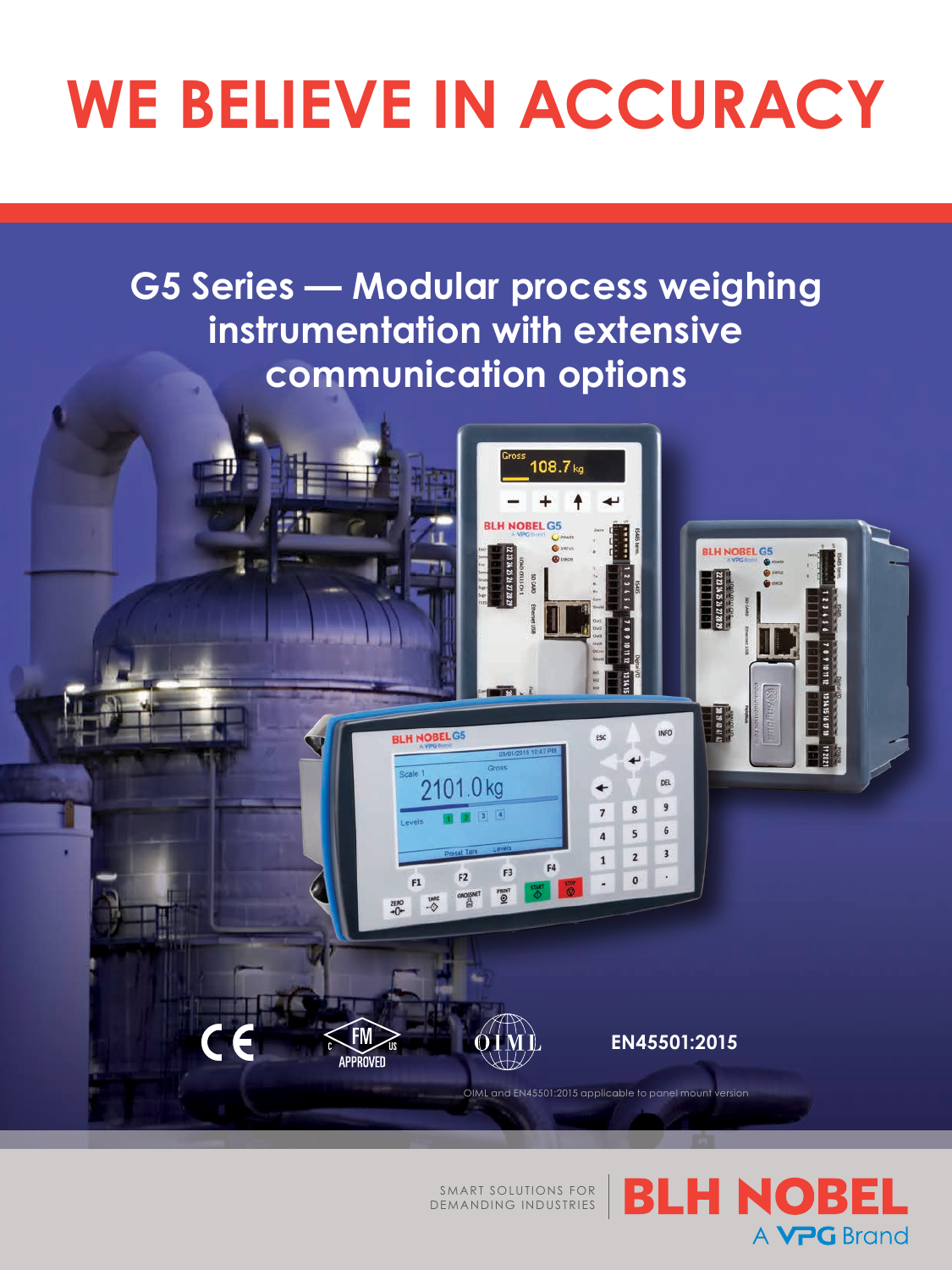# WE BELIEVE IN ACCURACY

## G5 Series — Modular process weighing instrumentation with extensive communication options

EN45501:2015

OIML and EN45501:2015 applicable to panel mount version

SMART SOLUTIONS FOR DEMANDING INDUSTRIES

BLH NOBEL A VPG Brand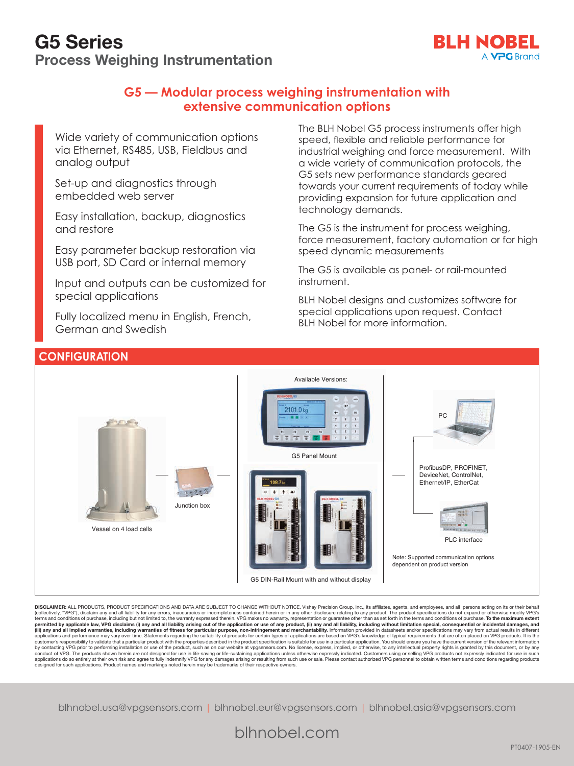# G5 Series

## Process Weighing Instrumentation

BLH NOBEL
A VPG Brand

## G5 — Modular process weighing instrumentation with extensive communication options

Wide variety of communication options via Ethernet, RS485, USB, Fieldbus and analog output

Set-up and diagnostics through embedded web server

Easy installation, backup, diagnostics and restore

Easy parameter backup restoration via USB port, SD Card or internal memory

Input and outputs can be customized for special applications

Fully localized menu in English, French, German and Swedish

The BLH Nobel G5 process instruments offer high speed, flexible and reliable performance for industrial weighing and force measurement. With a wide variety of communication protocols, the G5 sets new performance standards geared towards your current requirements of today while providing expansion for future application and technology demands.

The G5 is the instrument for process weighing, force measurement, factory automation or for high speed dynamic measurements

The G5 is available as panel- or rail-mounted instrument.

BLH Nobel designs and customizes software for special applications upon request. Contact BLH Nobel for more information.

## CONFIGURATION

Vessel on 4 load cells

Junction box

Available Versions:

G5 Panel Mount

G5 DIN-Rail Mount with and without display

PC

ProfibusDP, PROFINET, DeviceNet, ControlNet, Ethernet/IP, EtherCat

PLC interface

Note: Supported communication options dependent on product version

**DISCLAIMER:** ALL PRODUCTS, PRODUCT SPECIFICATIONS AND DATA ARE SUBJECT TO CHANGE WITHOUT NOTICE. Vishay Precision Group, Inc., its affiliates, agents, and employees, and all persons acting on its or their behalf (collectively, "VPG"), disclaim any and all liability for any errors, inaccuracies or incompleteness contained herein or in any other disclosure relating to any product. The product specifications do not expand or otherwise modify VPG's terms and conditions of purchase, including but not limited to, the warranty expressed therein. VPG makes no warranty, representation or guarantee other than as set forth in the terms and conditions of purchase. **To the maximum extent permitted by applicable law, VPG disclaims (i) any and all liability arising out of the application or use of any product, (ii) any and all liability, including without limitation special, consequential or incidental damages, and (iii) any and all implied warranties, including warranties of fitness for particular purpose, non-infringement and merchantability.** Information provided in datasheets and/or specifications may vary from actual results in different applications and performance may vary over time. Statements regarding the suitability of products for certain types of applications are based on VPG's knowledge of typical requirements that are often placed on VPG products. It is the customer's responsibility to validate that a particular product with the properties described in the product specification is suitable for use in a particular application. You should ensure you have the current version of the relevant information by contacting VPG prior to performing installation or use of the product, such as on our website at vpgsensors.com. No license, express, implied, or otherwise, to any intellectual property rights is granted by this document, or by any conduct of VPG. The products shown herein are not designed for use in life-saving or life-sustaining applications unless otherwise expressly indicated. Customers using or selling VPG products not expressly indicated for use in such applications do so entirely at their own risk and agree to fully indemnify VPG for any damages arising or resulting from such use or sale. Please contact authorized VPG personnel to obtain written terms and conditions regarding products designed for such applications. Product names and markings noted herein may be trademarks of their respective owners.

blhnobel.usa@vpgsensors.com | blhnobel.eur@vpgsensors.com | blhnobel.asia@vpgsensors.com

blhnobel.com

PT0407-1905-EN